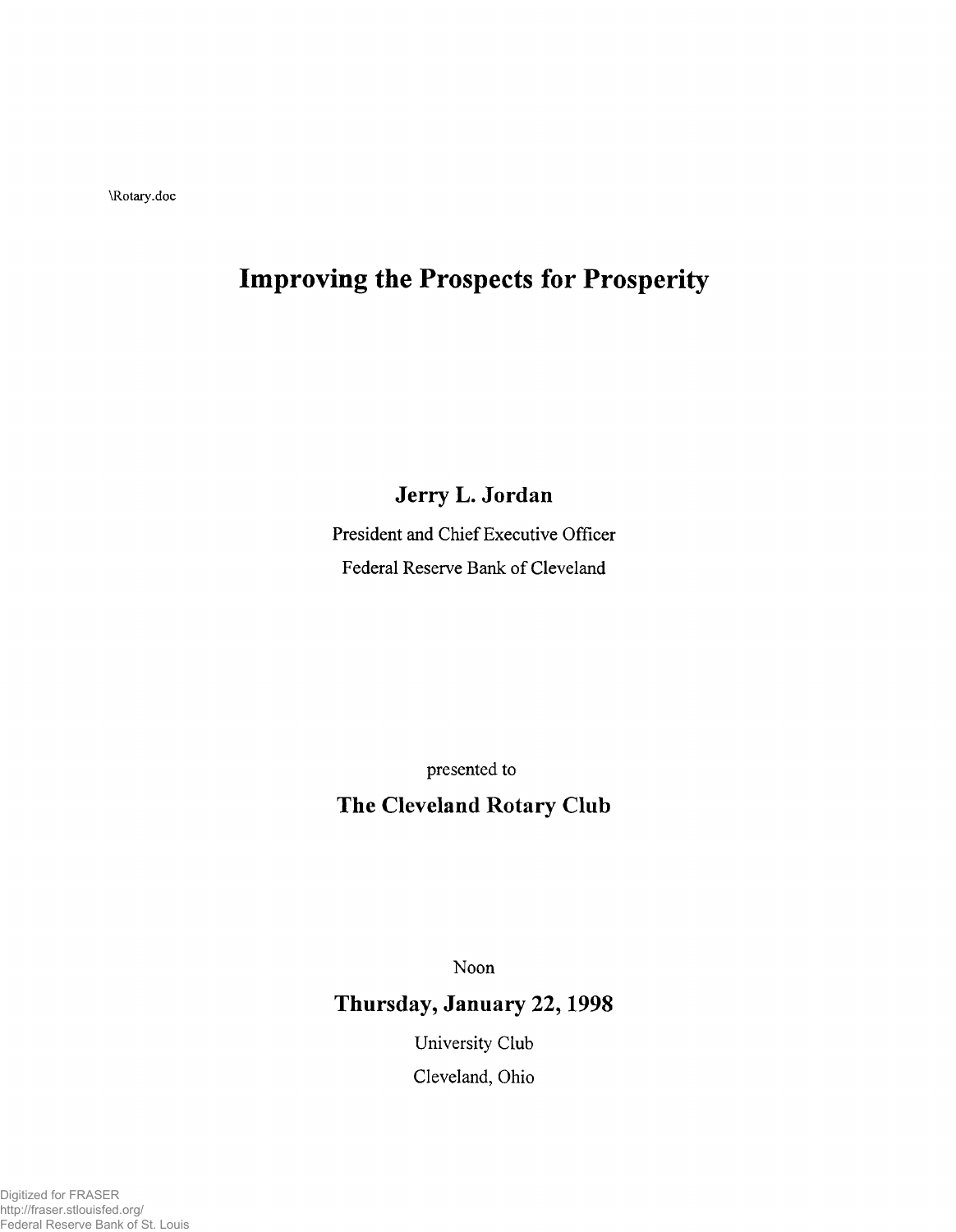\Rotary.doc

# Improving the Prospects for Prosperity

**Jerry L. Jordan**

President and Chief Executive Officer

Federal Reserve Bank of Cleveland

presented to

**The Cleveland Rotary Club**

Noon

**Thursday, January 22, 1998**

University Club

Cleveland, Ohio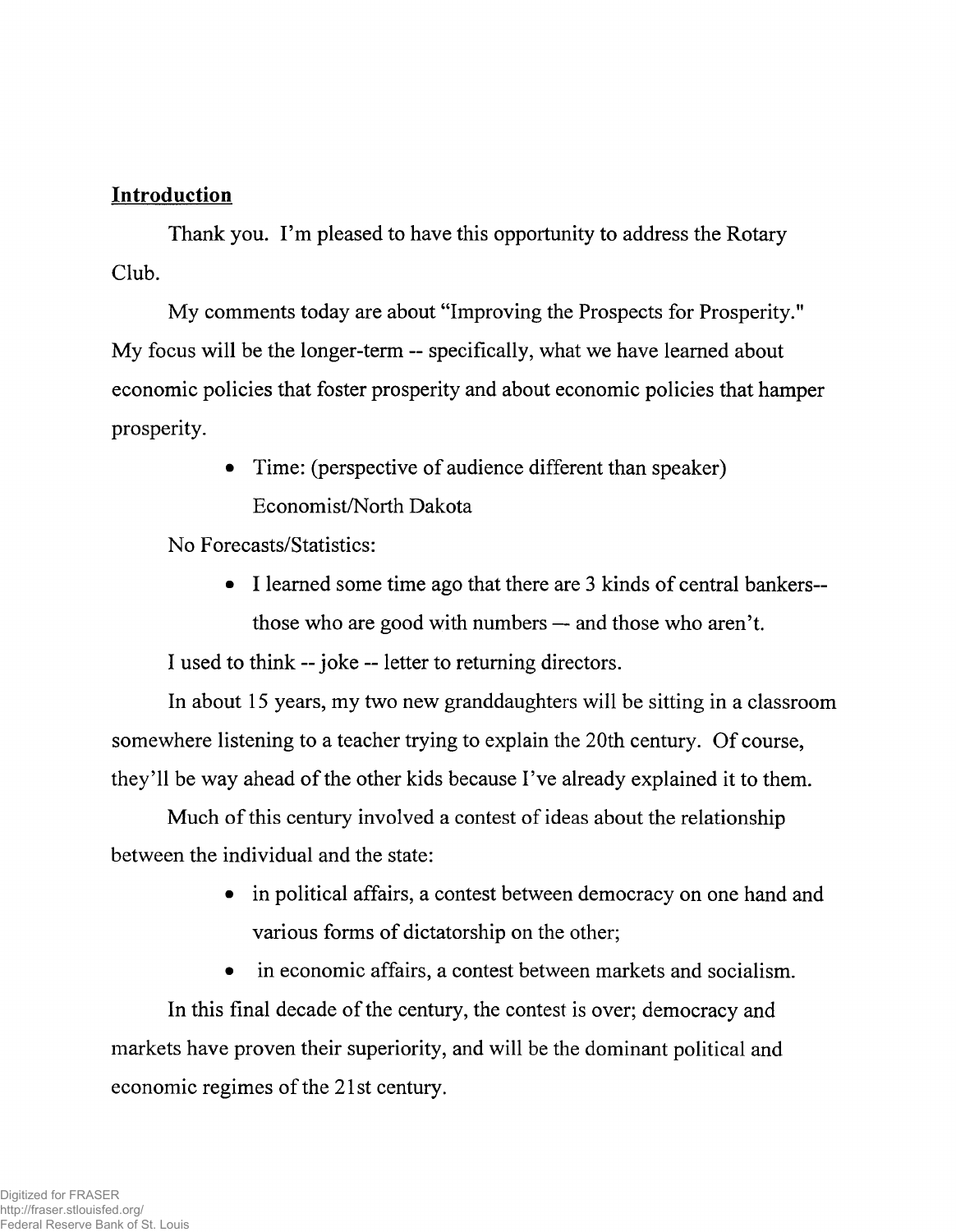## Introduction

Thank you. I'm pleased to have this opportunity to address the Rotary Club.

My comments today are about "Improving the Prospects for Prosperity." My focus will be the longer-term -- specifically, what we have learned about economic policies that foster prosperity and about economic policies that hamper prosperity.

- Time: (perspective of audience different than speaker) Economist/North Dakota

No Forecasts/Statistics:

- I learned some time ago that there are 3 kinds of central bankers-- those who are good with numbers — and those who aren't.

I used to think -- joke -- letter to returning directors.

In about 15 years, my two new granddaughters will be sitting in a classroom somewhere listening to a teacher trying to explain the 20th century. Of course, they'll be way ahead of the other kids because I've already explained it to them.

Much of this century involved a contest of ideas about the relationship between the individual and the state:

- in political affairs, a contest between democracy on one hand and various forms of dictatorship on the other;
- in economic affairs, a contest between markets and socialism.

In this final decade of the century, the contest is over; democracy and markets have proven their superiority, and will be the dominant political and economic regimes of the 21st century.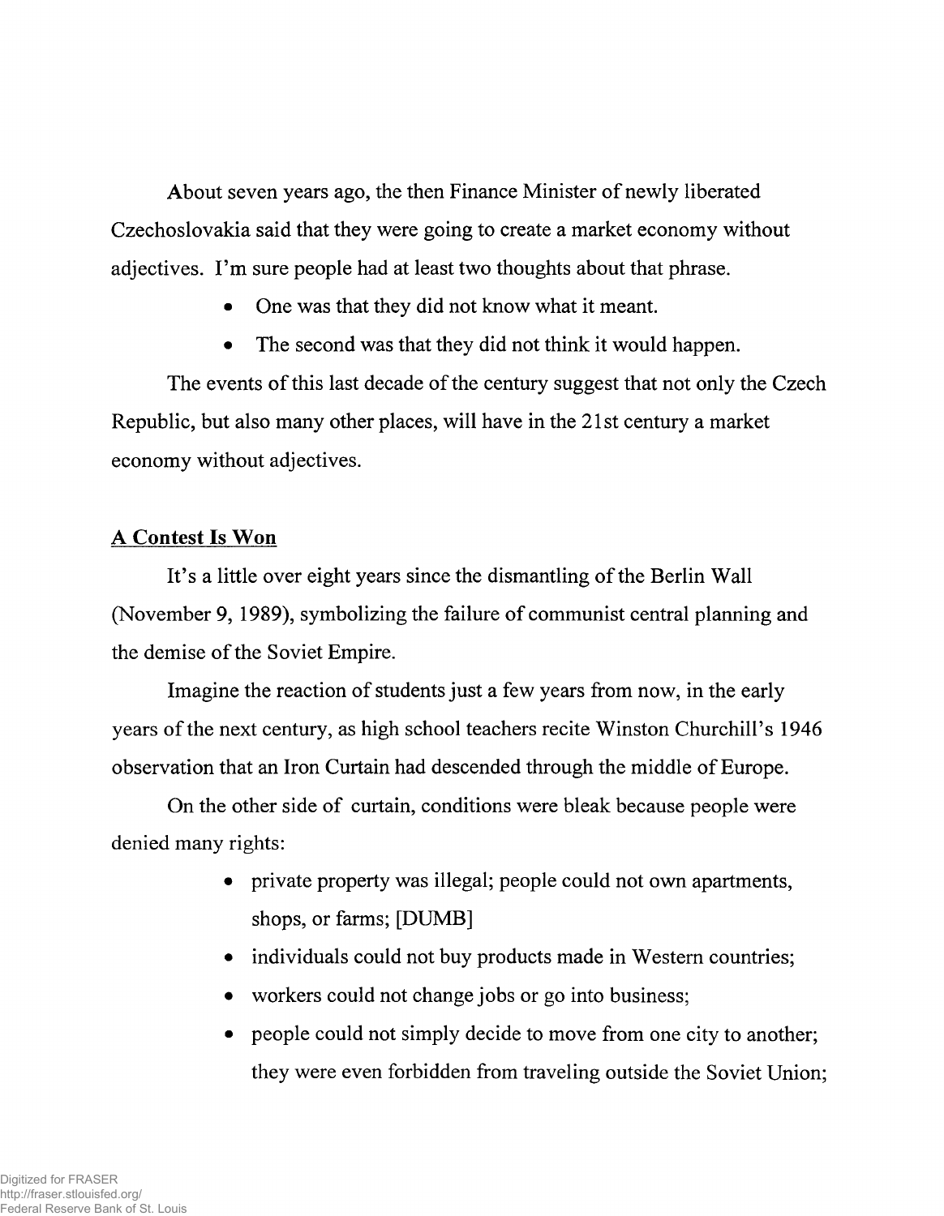About seven years ago, the then Finance Minister of newly liberated Czechoslovakia said that they were going to create a market economy without adjectives. I'm sure people had at least two thoughts about that phrase.

- One was that they did not know what it meant.
- The second was that they did not think it would happen.

The events of this last decade of the century suggest that not only the Czech Republic, but also many other places, will have in the 21st century a market economy without adjectives.

## A Contest Is Won

It's a little over eight years since the dismantling of the Berlin Wall (November 9, 1989), symbolizing the failure of communist central planning and the demise of the Soviet Empire.

Imagine the reaction of students just a few years from now, in the early years of the next century, as high school teachers recite Winston Churchill's 1946 observation that an Iron Curtain had descended through the middle of Europe.

On the other side of curtain, conditions were bleak because people were denied many rights:

- private property was illegal; people could not own apartments, shops, or farms; [DUMB]
- individuals could not buy products made in Western countries;
- workers could not change jobs or go into business;
- people could not simply decide to move from one city to another; they were even forbidden from traveling outside the Soviet Union;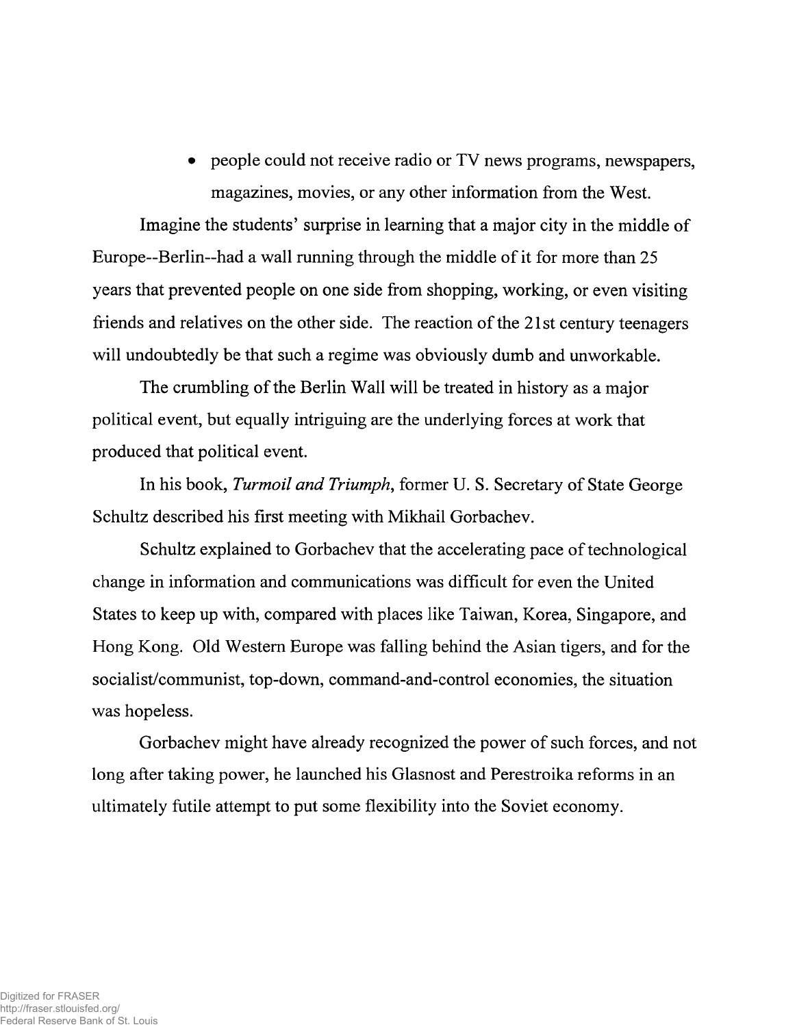- people could not receive radio or TV news programs, newspapers, magazines, movies, or any other information from the West.

Imagine the students' surprise in learning that a major city in the middle of Europe--Berlin--had a wall running through the middle of it for more than 25 years that prevented people on one side from shopping, working, or even visiting friends and relatives on the other side. The reaction of the 21st century teenagers will undoubtedly be that such a regime was obviously dumb and unworkable.

The crumbling of the Berlin Wall will be treated in history as a major political event, but equally intriguing are the underlying forces at work that produced that political event.

In his book, *Turmoil and Triumph*, former U. S. Secretary of State George Schultz described his first meeting with Mikhail Gorbachev.

Schultz explained to Gorbachev that the accelerating pace of technological change in information and communications was difficult for even the United States to keep up with, compared with places like Taiwan, Korea, Singapore, and Hong Kong. Old Western Europe was falling behind the Asian tigers, and for the socialist/communist, top-down, command-and-control economies, the situation was hopeless.

Gorbachev might have already recognized the power of such forces, and not long after taking power, he launched his Glasnost and Perestroika reforms in an ultimately futile attempt to put some flexibility into the Soviet economy.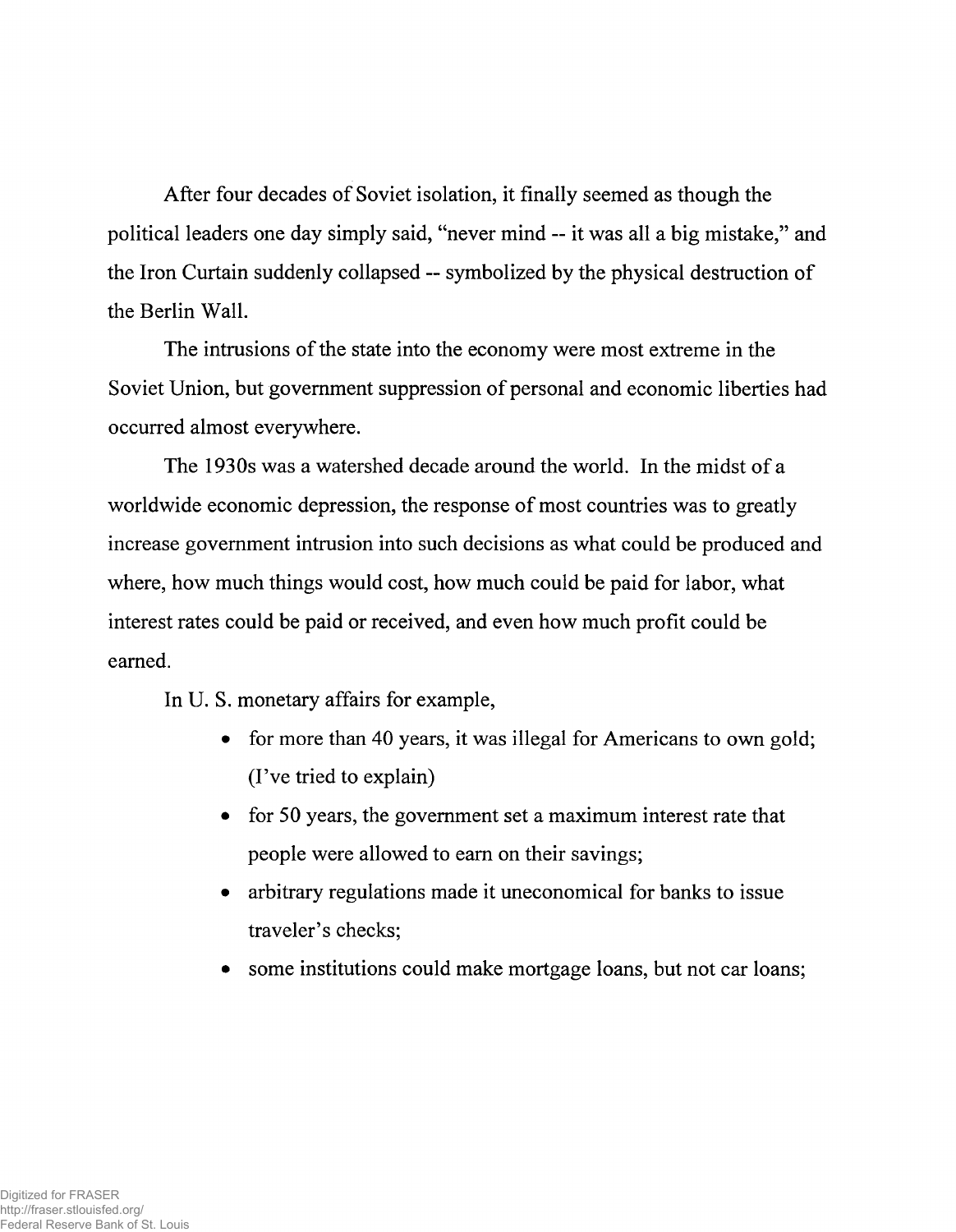After four decades of Soviet isolation, it finally seemed as though the political leaders one day simply said, "never mind -- it was all a big mistake," and the Iron Curtain suddenly collapsed -- symbolized by the physical destruction of the Berlin Wall.

The intrusions of the state into the economy were most extreme in the Soviet Union, but government suppression of personal and economic liberties had occurred almost everywhere.

The 1930s was a watershed decade around the world. In the midst of a worldwide economic depression, the response of most countries was to greatly increase government intrusion into such decisions as what could be produced and where, how much things would cost, how much could be paid for labor, what interest rates could be paid or received, and even how much profit could be earned.

In U. S. monetary affairs for example,

- for more than 40 years, it was illegal for Americans to own gold; (I've tried to explain)
- for 50 years, the government set a maximum interest rate that people were allowed to earn on their savings;
- arbitrary regulations made it uneconomical for banks to issue traveler's checks;
- some institutions could make mortgage loans, but not car loans;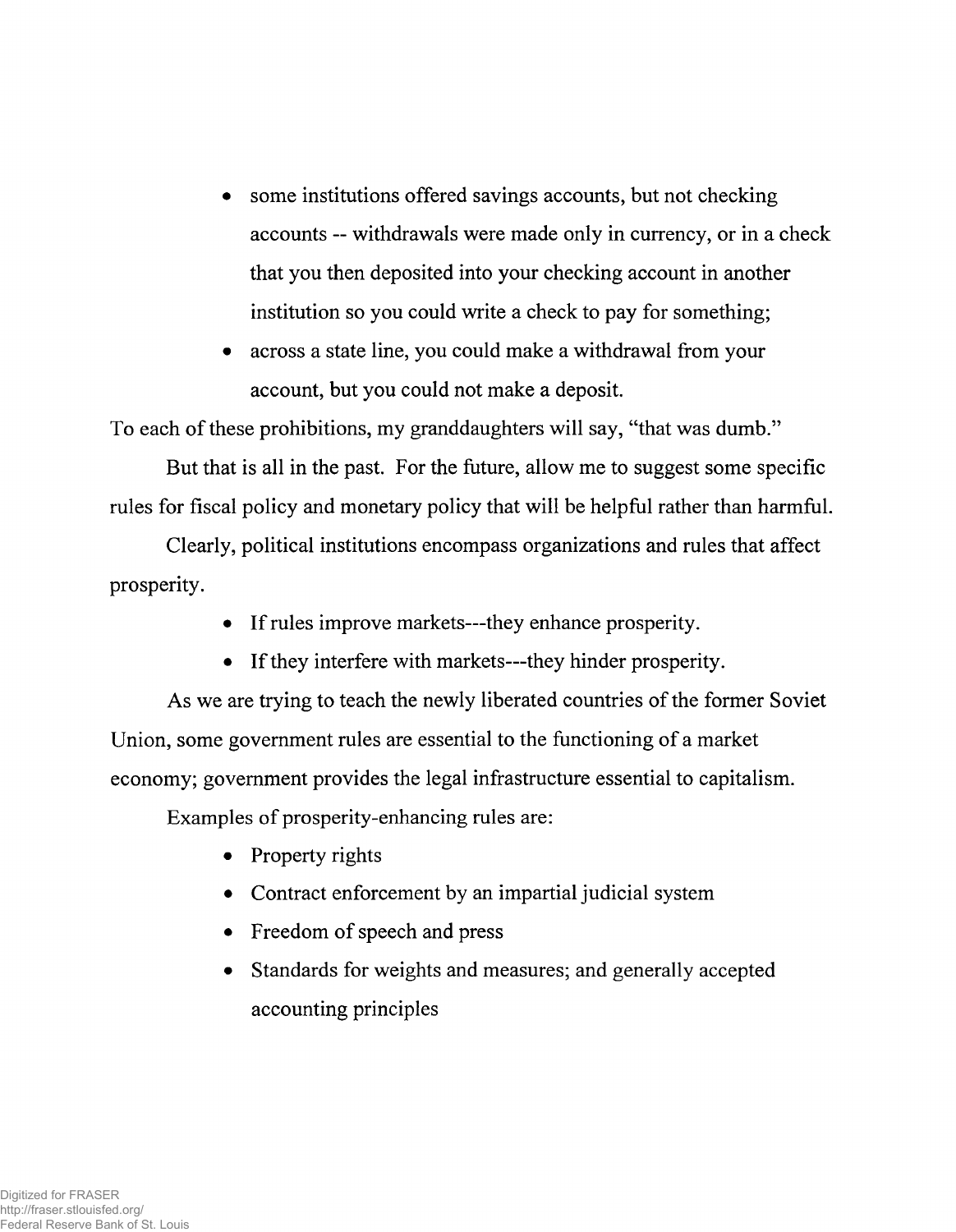- some institutions offered savings accounts, but not checking accounts -- withdrawals were made only in currency, or in a check that you then deposited into your checking account in another institution so you could write a check to pay for something;
- across a state line, you could make a withdrawal from your account, but you could not make a deposit.

To each of these prohibitions, my granddaughters will say, "that was dumb."

But that is all in the past. For the future, allow me to suggest some specific rules for fiscal policy and monetary policy that will be helpful rather than harmful.

Clearly, political institutions encompass organizations and rules that affect prosperity.

- If rules improve markets---they enhance prosperity.
- If they interfere with markets---they hinder prosperity.

As we are trying to teach the newly liberated countries of the former Soviet Union, some government rules are essential to the functioning of a market economy; government provides the legal infrastructure essential to capitalism.

Examples of prosperity-enhancing rules are:

- Property rights
- Contract enforcement by an impartial judicial system
- Freedom of speech and press
- Standards for weights and measures; and generally accepted accounting principles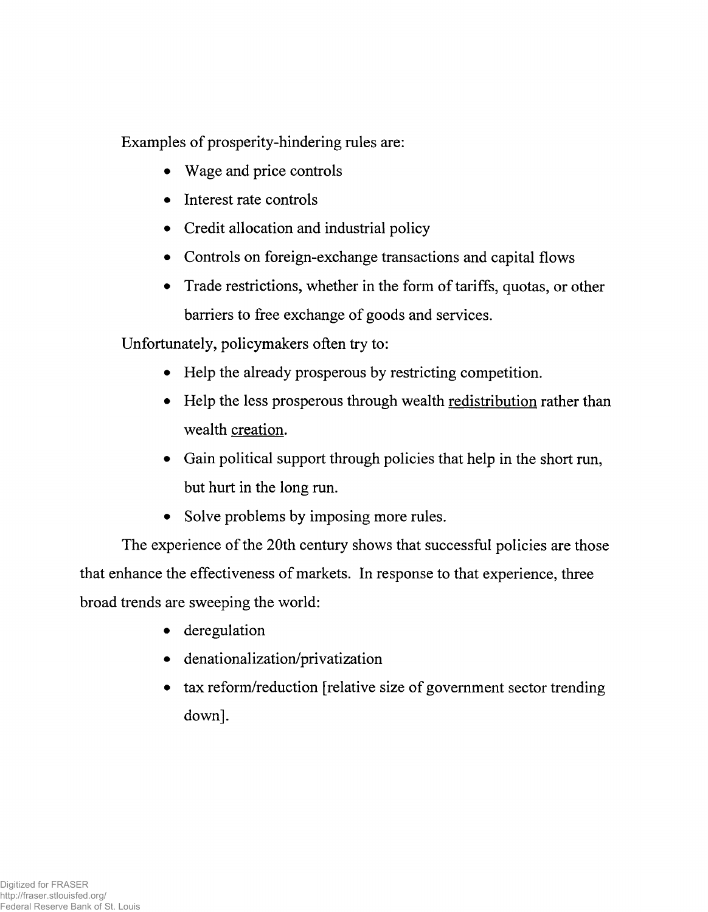Examples of prosperity-hindering rules are:

- Wage and price controls
- Interest rate controls
- Credit allocation and industrial policy
- Controls on foreign-exchange transactions and capital flows
- Trade restrictions, whether in the form of tariffs, quotas, or other barriers to free exchange of goods and services.

Unfortunately, policymakers often try to:

- Help the already prosperous by restricting competition.
- Help the less prosperous through wealth redistribution rather than wealth creation.
- Gain political support through policies that help in the short run, but hurt in the long run.
- Solve problems by imposing more rules.

The experience of the 20th century shows that successful policies are those that enhance the effectiveness of markets. In response to that experience, three broad trends are sweeping the world:

- deregulation
- denationalization/privatization
- tax reform/reduction [relative size of government sector trending down].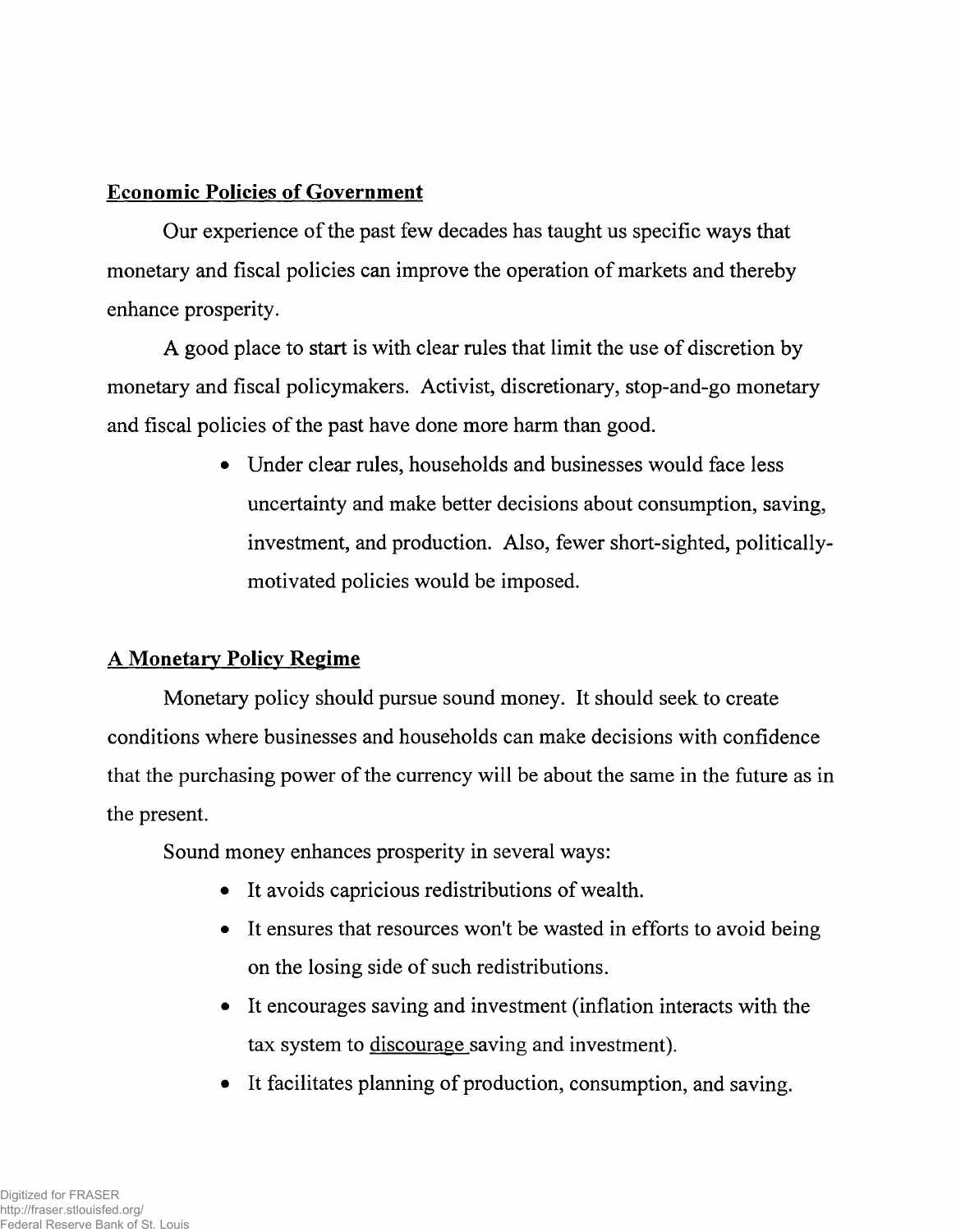## Economic Policies of Government

Our experience of the past few decades has taught us specific ways that monetary and fiscal policies can improve the operation of markets and thereby enhance prosperity.

A good place to start is with clear rules that limit the use of discretion by monetary and fiscal policymakers. Activist, discretionary, stop-and-go monetary and fiscal policies of the past have done more harm than good.

- Under clear rules, households and businesses would face less uncertainty and make better decisions about consumption, saving, investment, and production. Also, fewer short-sighted, politically-motivated policies would be imposed.

## A Monetary Policy Regime

Monetary policy should pursue sound money. It should seek to create conditions where businesses and households can make decisions with confidence that the purchasing power of the currency will be about the same in the future as in the present.

Sound money enhances prosperity in several ways:

- It avoids capricious redistributions of wealth.
- It ensures that resources won't be wasted in efforts to avoid being on the losing side of such redistributions.
- It encourages saving and investment (inflation interacts with the tax system to <u>discourage</u> saving and investment).
- It facilitates planning of production, consumption, and saving.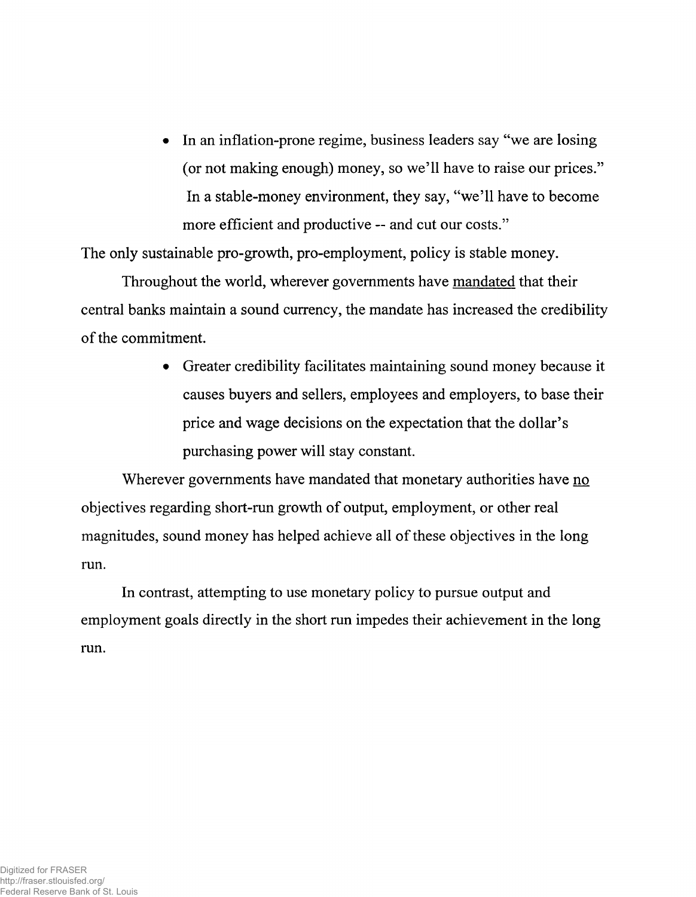- In an inflation-prone regime, business leaders say "we are losing (or not making enough) money, so we'll have to raise our prices." In a stable-money environment, they say, "we'll have to become more efficient and productive -- and cut our costs."

The only sustainable pro-growth, pro-employment, policy is stable money.

Throughout the world, wherever governments have <u>mandated</u> that their central banks maintain a sound currency, the mandate has increased the credibility of the commitment.

- Greater credibility facilitates maintaining sound money because it causes buyers and sellers, employees and employers, to base their price and wage decisions on the expectation that the dollar's purchasing power will stay constant.

Wherever governments have mandated that monetary authorities have <u>no</u> objectives regarding short-run growth of output, employment, or other real magnitudes, sound money has helped achieve all of these objectives in the long run.

In contrast, attempting to use monetary policy to pursue output and employment goals directly in the short run impedes their achievement in the long run.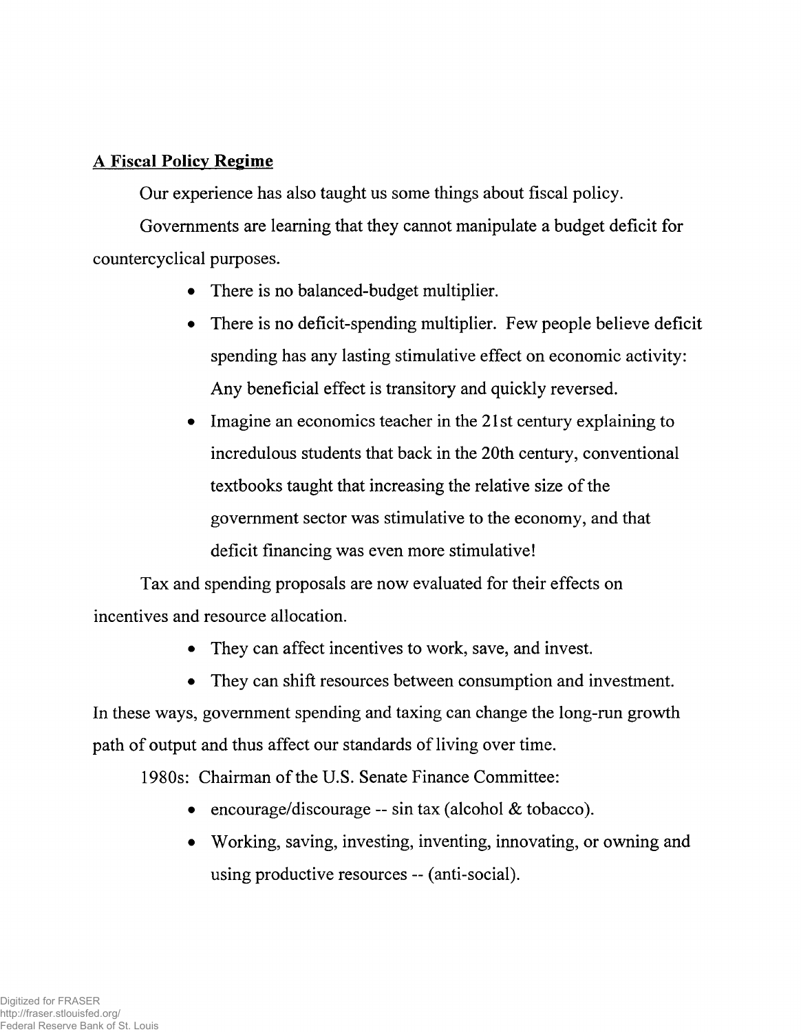**A Fiscal Policy Regime**

Our experience has also taught us some things about fiscal policy.

Governments are learning that they cannot manipulate a budget deficit for countercyclical purposes.

- There is no balanced-budget multiplier.
- There is no deficit-spending multiplier. Few people believe deficit spending has any lasting stimulative effect on economic activity: Any beneficial effect is transitory and quickly reversed.
- Imagine an economics teacher in the 21st century explaining to incredulous students that back in the 20th century, conventional textbooks taught that increasing the relative size of the government sector was stimulative to the economy, and that deficit financing was even more stimulative!

Tax and spending proposals are now evaluated for their effects on incentives and resource allocation.

- They can affect incentives to work, save, and invest.
- They can shift resources between consumption and investment.

In these ways, government spending and taxing can change the long-run growth path of output and thus affect our standards of living over time.

1980s: Chairman of the U.S. Senate Finance Committee:

- encourage/discourage -- sin tax (alcohol & tobacco).
- Working, saving, investing, inventing, innovating, or owning and using productive resources -- (anti-social).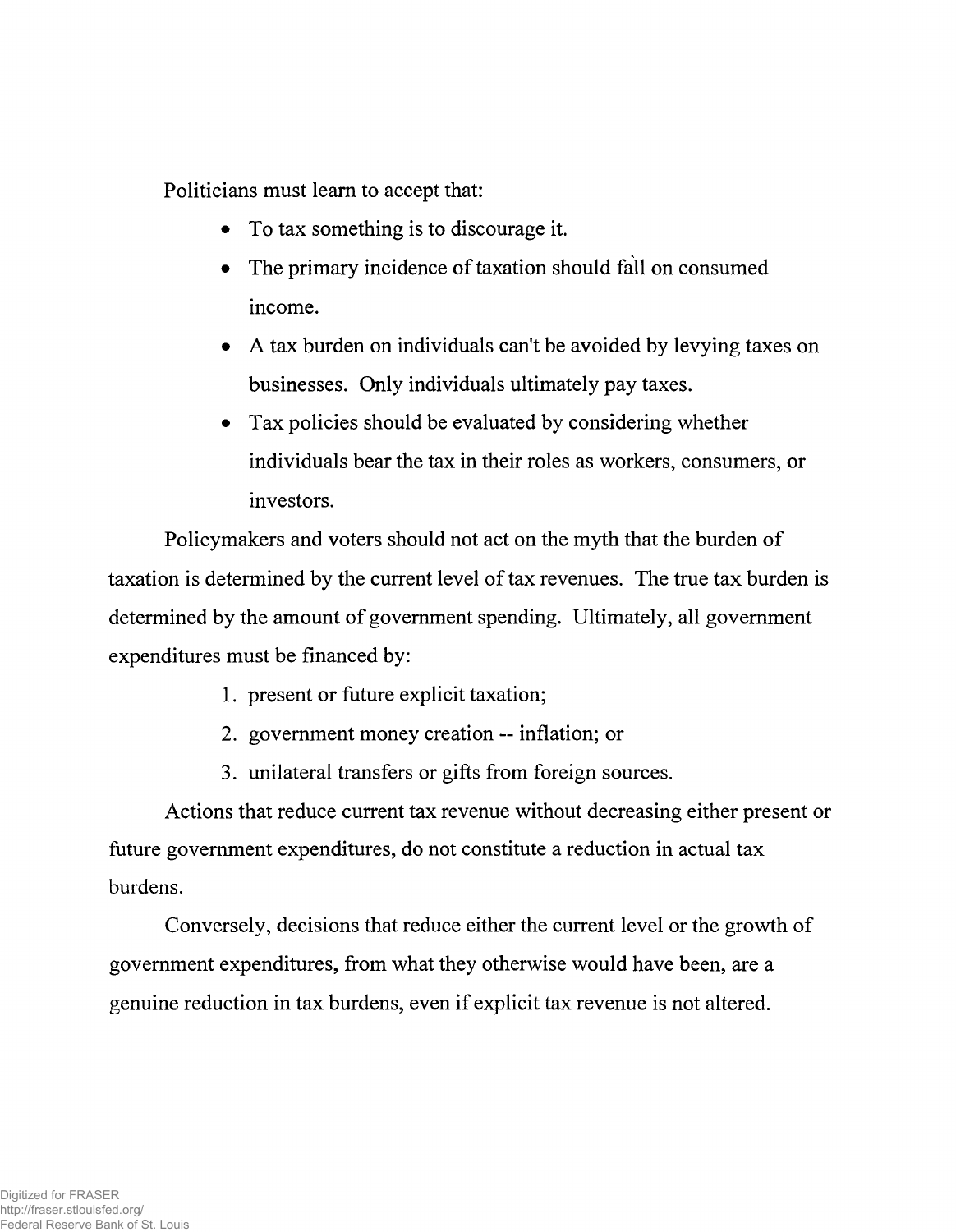Politicians must learn to accept that:

- To tax something is to discourage it.
- The primary incidence of taxation should fall on consumed income.
- A tax burden on individuals can't be avoided by levying taxes on businesses. Only individuals ultimately pay taxes.
- Tax policies should be evaluated by considering whether individuals bear the tax in their roles as workers, consumers, or investors.

Policymakers and voters should not act on the myth that the burden of taxation is determined by the current level of tax revenues. The true tax burden is determined by the amount of government spending. Ultimately, all government expenditures must be financed by:

1. present or future explicit taxation;
2. government money creation -- inflation; or
3. unilateral transfers or gifts from foreign sources.

Actions that reduce current tax revenue without decreasing either present or future government expenditures, do not constitute a reduction in actual tax burdens.

Conversely, decisions that reduce either the current level or the growth of government expenditures, from what they otherwise would have been, are a genuine reduction in tax burdens, even if explicit tax revenue is not altered.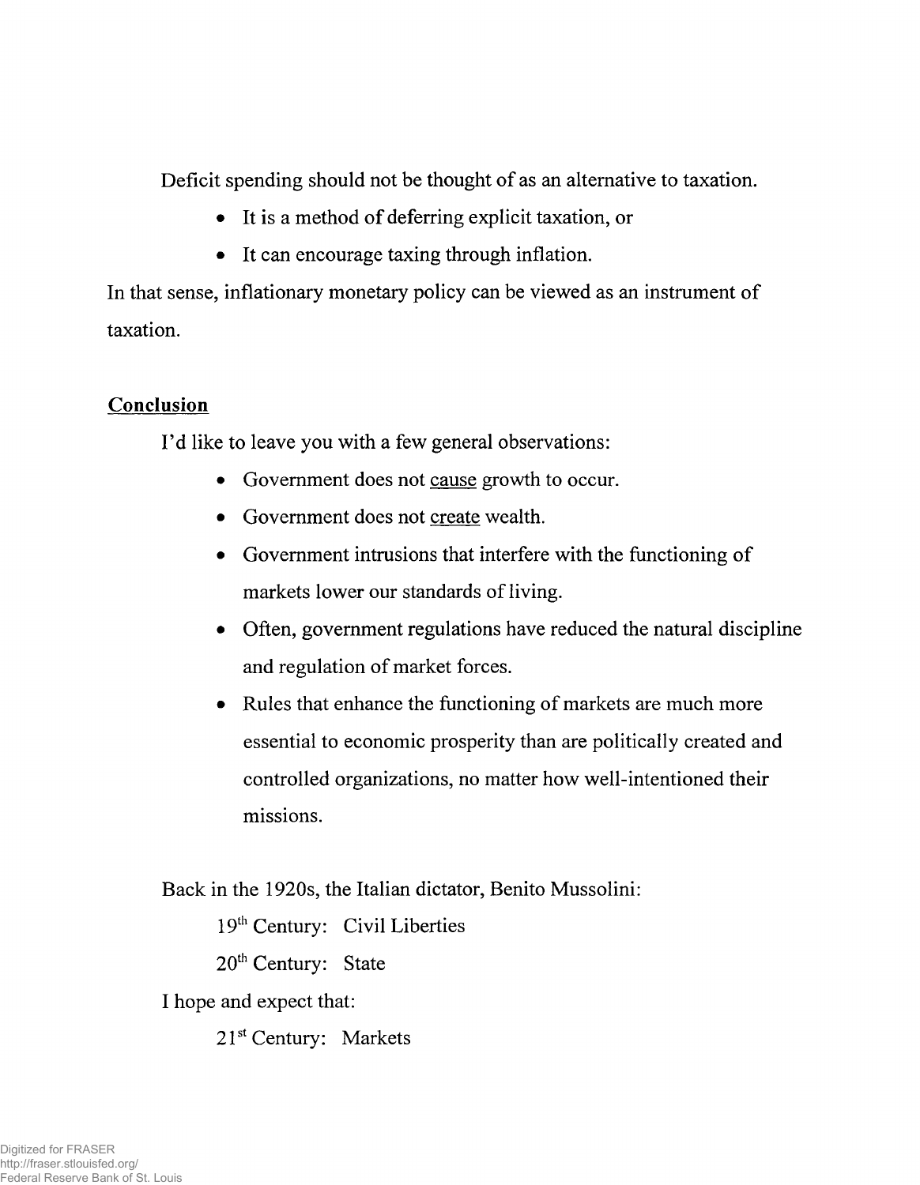Deficit spending should not be thought of as an alternative to taxation.

- It is a method of deferring explicit taxation, or
- It can encourage taxing through inflation.

In that sense, inflationary monetary policy can be viewed as an instrument of taxation.

## Conclusion

I'd like to leave you with a few general observations:

- Government does not cause growth to occur.
- Government does not create wealth.
- Government intrusions that interfere with the functioning of markets lower our standards of living.
- Often, government regulations have reduced the natural discipline and regulation of market forces.
- Rules that enhance the functioning of markets are much more essential to economic prosperity than are politically created and controlled organizations, no matter how well-intentioned their missions.

Back in the 1920s, the Italian dictator, Benito Mussolini:

19th Century: Civil Liberties

20th Century: State

I hope and expect that:

21st Century: Markets